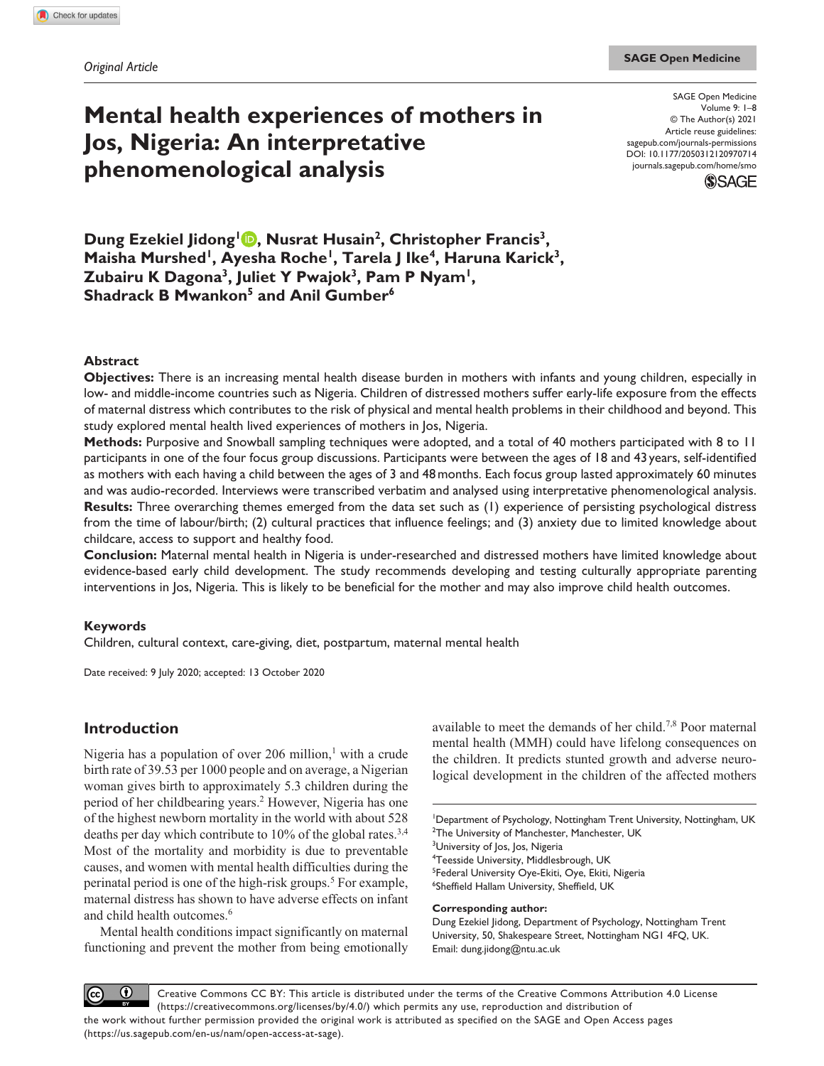*Original Article*

# Mental health experiences of mothers in Jos, Nigeria: An interpretative phenomenological analysis

SAGE Open Medicine
Volume 9: 1–8
© The Author(s) 2021
Article reuse guidelines: sagepub.com/journals-permissions
DOI: 10.1177/2050312120970714
journals.sagepub.com/home/smo

**Dung Ezekiel Jidong[1], Nusrat Husain[2], Christopher Francis[3], Maisha Murshed[1], Ayesha Roche[1], Tarela J Ike[4], Haruna Karick[3], Zubairu K Dagona[3], Juliet Y Pwajok[3], Pam P Nyam[1], Shadrack B Mwankon[5] and Anil Gumber[6]**

## Abstract

**Objectives:** There is an increasing mental health disease burden in mothers with infants and young children, especially in low- and middle-income countries such as Nigeria. Children of distressed mothers suffer early-life exposure from the effects of maternal distress which contributes to the risk of physical and mental health problems in their childhood and beyond. This study explored mental health lived experiences of mothers in Jos, Nigeria.

**Methods:** Purposive and Snowball sampling techniques were adopted, and a total of 40 mothers participated with 8 to 11 participants in one of the four focus group discussions. Participants were between the ages of 18 and 43 years, self-identified as mothers with each having a child between the ages of 3 and 48 months. Each focus group lasted approximately 60 minutes and was audio-recorded. Interviews were transcribed verbatim and analysed using interpretative phenomenological analysis.

**Results:** Three overarching themes emerged from the data set such as (1) experience of persisting psychological distress from the time of labour/birth; (2) cultural practices that influence feelings; and (3) anxiety due to limited knowledge about childcare, access to support and healthy food.

**Conclusion:** Maternal mental health in Nigeria is under-researched and distressed mothers have limited knowledge about evidence-based early child development. The study recommends developing and testing culturally appropriate parenting interventions in Jos, Nigeria. This is likely to be beneficial for the mother and may also improve child health outcomes.

### Keywords

Children, cultural context, care-giving, diet, postpartum, maternal mental health

Date received: 9 July 2020; accepted: 13 October 2020

## Introduction

Nigeria has a population of over 206 million,[1] with a crude birth rate of 39.53 per 1000 people and on average, a Nigerian woman gives birth to approximately 5.3 children during the period of her childbearing years.[2] However, Nigeria has one of the highest newborn mortality in the world with about 528 deaths per day which contribute to 10% of the global rates.[3,4] Most of the mortality and morbidity is due to preventable causes, and women with mental health difficulties during the perinatal period is one of the high-risk groups.[5] For example, maternal distress has shown to have adverse effects on infant and child health outcomes.[6]

Mental health conditions impact significantly on maternal functioning and prevent the mother from being emotionally available to meet the demands of her child.[7,8] Poor maternal mental health (MMH) could have lifelong consequences on the children. It predicts stunted growth and adverse neurological development in the children of the affected mothers

[1]Department of Psychology, Nottingham Trent University, Nottingham, UK
[2]The University of Manchester, Manchester, UK
[3]University of Jos, Jos, Nigeria
[4]Teesside University, Middlesbrough, UK
[5]Federal University Oye-Ekiti, Oye, Ekiti, Nigeria
[6]Sheffield Hallam University, Sheffield, UK

**Corresponding author:**
Dung Ezekiel Jidong, Department of Psychology, Nottingham Trent University, 50, Shakespeare Street, Nottingham NG1 4FQ, UK.
Email: dung.jidong@ntu.ac.uk

Creative Commons CC BY: This article is distributed under the terms of the Creative Commons Attribution 4.0 License (https://creativecommons.org/licenses/by/4.0/) which permits any use, reproduction and distribution of the work without further permission provided the original work is attributed as specified on the SAGE and Open Access pages (https://us.sagepub.com/en-us/nam/open-access-at-sage).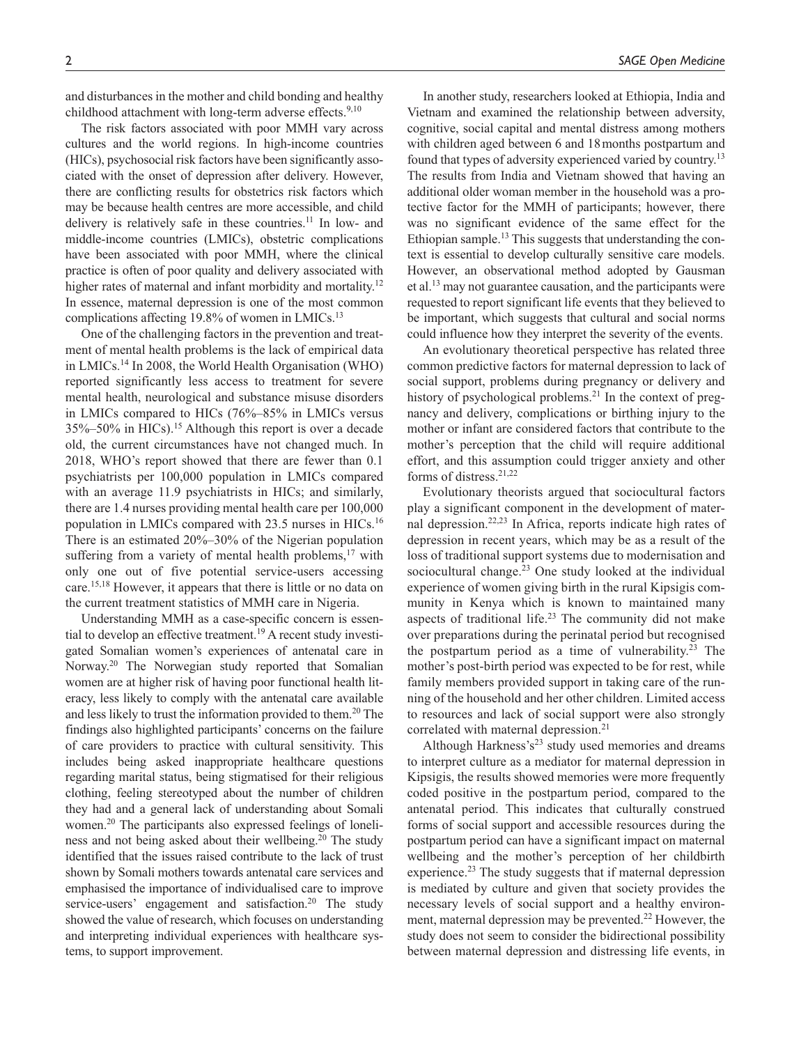and disturbances in the mother and child bonding and healthy childhood attachment with long-term adverse effects.[9,10]

The risk factors associated with poor MMH vary across cultures and the world regions. In high-income countries (HICs), psychosocial risk factors have been significantly associated with the onset of depression after delivery. However, there are conflicting results for obstetrics risk factors which may be because health centres are more accessible, and child delivery is relatively safe in these countries.[11] In low- and middle-income countries (LMICs), obstetric complications have been associated with poor MMH, where the clinical practice is often of poor quality and delivery associated with higher rates of maternal and infant morbidity and mortality.[12] In essence, maternal depression is one of the most common complications affecting 19.8% of women in LMICs.[13]

One of the challenging factors in the prevention and treatment of mental health problems is the lack of empirical data in LMICs.[14] In 2008, the World Health Organisation (WHO) reported significantly less access to treatment for severe mental health, neurological and substance misuse disorders in LMICs compared to HICs (76%–85% in LMICs versus 35%–50% in HICs).[15] Although this report is over a decade old, the current circumstances have not changed much. In 2018, WHO's report showed that there are fewer than 0.1 psychiatrists per 100,000 population in LMICs compared with an average 11.9 psychiatrists in HICs; and similarly, there are 1.4 nurses providing mental health care per 100,000 population in LMICs compared with 23.5 nurses in HICs.[16] There is an estimated 20%–30% of the Nigerian population suffering from a variety of mental health problems,[17] with only one out of five potential service-users accessing care.[15,18] However, it appears that there is little or no data on the current treatment statistics of MMH care in Nigeria.

Understanding MMH as a case-specific concern is essential to develop an effective treatment.[19] A recent study investigated Somalian women's experiences of antenatal care in Norway.[20] The Norwegian study reported that Somalian women are at higher risk of having poor functional health literacy, less likely to comply with the antenatal care available and less likely to trust the information provided to them.[20] The findings also highlighted participants' concerns on the failure of care providers to practice with cultural sensitivity. This includes being asked inappropriate healthcare questions regarding marital status, being stigmatised for their religious clothing, feeling stereotyped about the number of children they had and a general lack of understanding about Somali women.[20] The participants also expressed feelings of loneliness and not being asked about their wellbeing.[20] The study identified that the issues raised contribute to the lack of trust shown by Somali mothers towards antenatal care services and emphasised the importance of individualised care to improve service-users' engagement and satisfaction.[20] The study showed the value of research, which focuses on understanding and interpreting individual experiences with healthcare systems, to support improvement.

In another study, researchers looked at Ethiopia, India and Vietnam and examined the relationship between adversity, cognitive, social capital and mental distress among mothers with children aged between 6 and 18 months postpartum and found that types of adversity experienced varied by country.[13] The results from India and Vietnam showed that having an additional older woman member in the household was a protective factor for the MMH of participants; however, there was no significant evidence of the same effect for the Ethiopian sample.[13] This suggests that understanding the context is essential to develop culturally sensitive care models. However, an observational method adopted by Gausman et al.[13] may not guarantee causation, and the participants were requested to report significant life events that they believed to be important, which suggests that cultural and social norms could influence how they interpret the severity of the events.

An evolutionary theoretical perspective has related three common predictive factors for maternal depression to lack of social support, problems during pregnancy or delivery and history of psychological problems.[21] In the context of pregnancy and delivery, complications or birthing injury to the mother or infant are considered factors that contribute to the mother's perception that the child will require additional effort, and this assumption could trigger anxiety and other forms of distress.[21,22]

Evolutionary theorists argued that sociocultural factors play a significant component in the development of maternal depression.[22,23] In Africa, reports indicate high rates of depression in recent years, which may be as a result of the loss of traditional support systems due to modernisation and sociocultural change.[23] One study looked at the individual experience of women giving birth in the rural Kipsigis community in Kenya which is known to maintained many aspects of traditional life.[23] The community did not make over preparations during the perinatal period but recognised the postpartum period as a time of vulnerability.[23] The mother's post-birth period was expected to be for rest, while family members provided support in taking care of the running of the household and her other children. Limited access to resources and lack of social support were also strongly correlated with maternal depression.[21]

Although Harkness's[23] study used memories and dreams to interpret culture as a mediator for maternal depression in Kipsigis, the results showed memories were more frequently coded positive in the postpartum period, compared to the antenatal period. This indicates that culturally construed forms of social support and accessible resources during the postpartum period can have a significant impact on maternal wellbeing and the mother's perception of her childbirth experience.[23] The study suggests that if maternal depression is mediated by culture and given that society provides the necessary levels of social support and a healthy environment, maternal depression may be prevented.[22] However, the study does not seem to consider the bidirectional possibility between maternal depression and distressing life events, in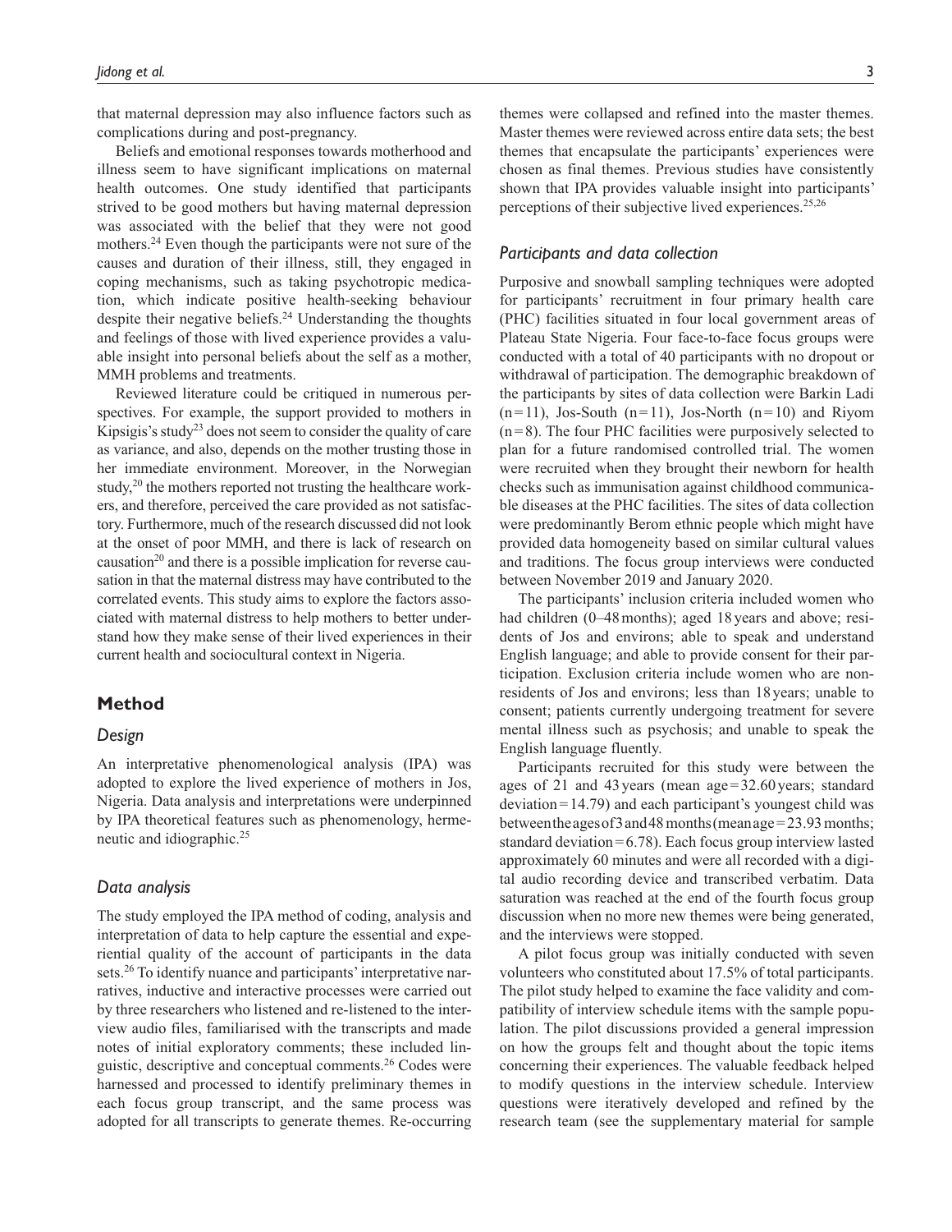that maternal depression may also influence factors such as complications during and post-pregnancy.

Beliefs and emotional responses towards motherhood and illness seem to have significant implications on maternal health outcomes. One study identified that participants strived to be good mothers but having maternal depression was associated with the belief that they were not good mothers.[24] Even though the participants were not sure of the causes and duration of their illness, still, they engaged in coping mechanisms, such as taking psychotropic medication, which indicate positive health-seeking behaviour despite their negative beliefs.[24] Understanding the thoughts and feelings of those with lived experience provides a valuable insight into personal beliefs about the self as a mother, MMH problems and treatments.

Reviewed literature could be critiqued in numerous perspectives. For example, the support provided to mothers in Kipsigis's study[23] does not seem to consider the quality of care as variance, and also, depends on the mother trusting those in her immediate environment. Moreover, in the Norwegian study,[20] the mothers reported not trusting the healthcare workers, and therefore, perceived the care provided as not satisfactory. Furthermore, much of the research discussed did not look at the onset of poor MMH, and there is lack of research on causation[20] and there is a possible implication for reverse causation in that the maternal distress may have contributed to the correlated events. This study aims to explore the factors associated with maternal distress to help mothers to better understand how they make sense of their lived experiences in their current health and sociocultural context in Nigeria.

## Method

### *Design*

An interpretative phenomenological analysis (IPA) was adopted to explore the lived experience of mothers in Jos, Nigeria. Data analysis and interpretations were underpinned by IPA theoretical features such as phenomenology, hermeneutic and idiographic.[25]

### *Data analysis*

The study employed the IPA method of coding, analysis and interpretation of data to help capture the essential and experiential quality of the account of participants in the data sets.[26] To identify nuance and participants' interpretative narratives, inductive and interactive processes were carried out by three researchers who listened and re-listened to the interview audio files, familiarised with the transcripts and made notes of initial exploratory comments; these included linguistic, descriptive and conceptual comments.[26] Codes were harnessed and processed to identify preliminary themes in each focus group transcript, and the same process was adopted for all transcripts to generate themes. Re-occurring themes were collapsed and refined into the master themes. Master themes were reviewed across entire data sets; the best themes that encapsulate the participants' experiences were chosen as final themes. Previous studies have consistently shown that IPA provides valuable insight into participants' perceptions of their subjective lived experiences.[25,26]

### *Participants and data collection*

Purposive and snowball sampling techniques were adopted for participants' recruitment in four primary health care (PHC) facilities situated in four local government areas of Plateau State Nigeria. Four face-to-face focus groups were conducted with a total of 40 participants with no dropout or withdrawal of participation. The demographic breakdown of the participants by sites of data collection were Barkin Ladi ($n=11$), Jos-South ($n=11$), Jos-North ($n=10$) and Riyom ($n=8$). The four PHC facilities were purposively selected to plan for a future randomised controlled trial. The women were recruited when they brought their newborn for health checks such as immunisation against childhood communicable diseases at the PHC facilities. The sites of data collection were predominantly Berom ethnic people which might have provided data homogeneity based on similar cultural values and traditions. The focus group interviews were conducted between November 2019 and January 2020.

The participants' inclusion criteria included women who had children (0–48 months); aged 18 years and above; residents of Jos and environs; able to speak and understand English language; and able to provide consent for their participation. Exclusion criteria include women who are non-residents of Jos and environs; less than 18 years; unable to consent; patients currently undergoing treatment for severe mental illness such as psychosis; and unable to speak the English language fluently.

Participants recruited for this study were between the ages of 21 and 43 years (mean age = 32.60 years; standard deviation = 14.79) and each participant's youngest child was between the ages of 3 and 48 months (mean age = 23.93 months; standard deviation = 6.78). Each focus group interview lasted approximately 60 minutes and were all recorded with a digital audio recording device and transcribed verbatim. Data saturation was reached at the end of the fourth focus group discussion when no more new themes were being generated, and the interviews were stopped.

A pilot focus group was initially conducted with seven volunteers who constituted about 17.5% of total participants. The pilot study helped to examine the face validity and compatibility of interview schedule items with the sample population. The pilot discussions provided a general impression on how the groups felt and thought about the topic items concerning their experiences. The valuable feedback helped to modify questions in the interview schedule. Interview questions were iteratively developed and refined by the research team (see the supplementary material for sample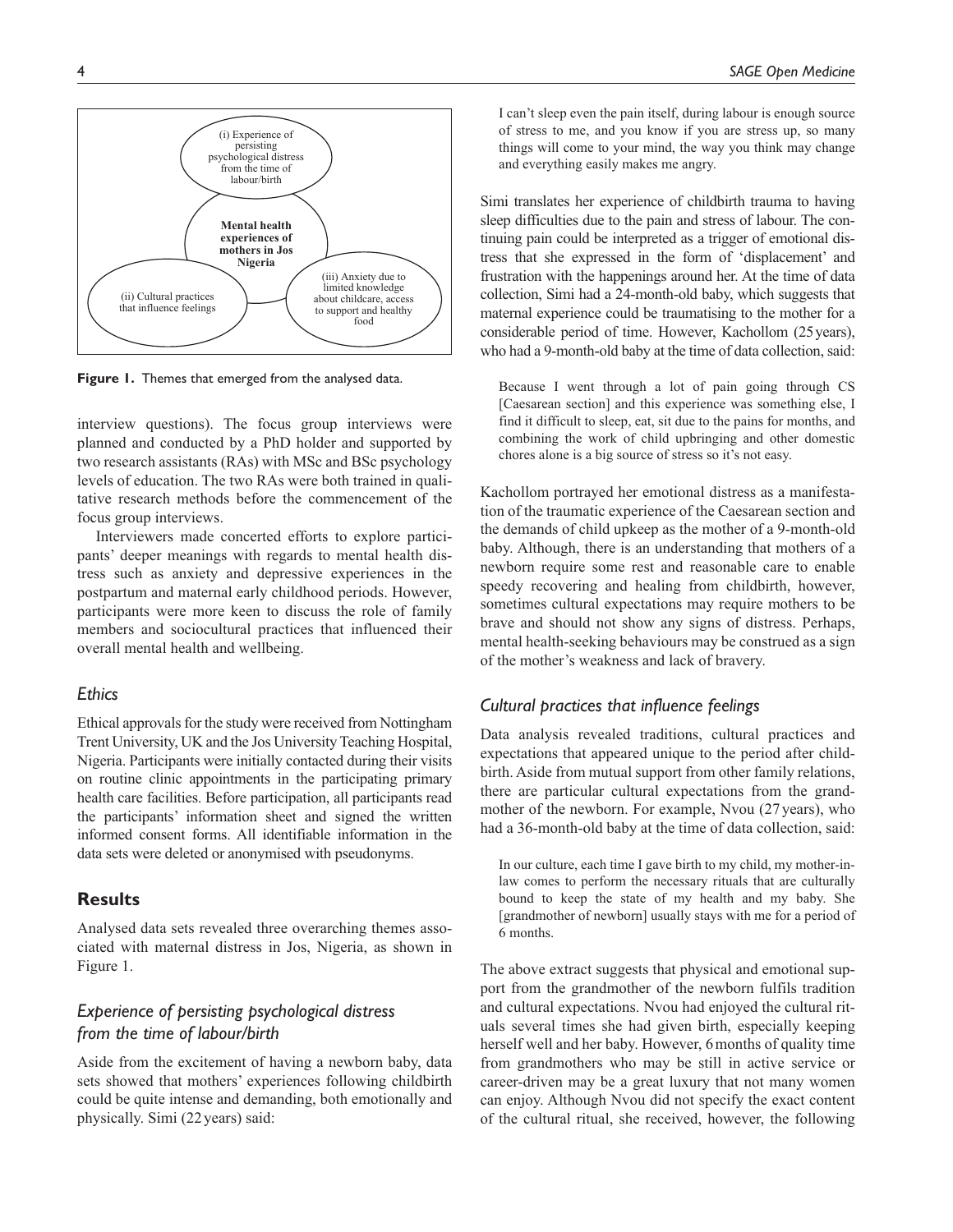(i) Experience of persisting psychological distress from the time of labour/birth

**Mental health experiences of mothers in Jos Nigeria**

(ii) Cultural practices that influence feelings

(iii) Anxiety due to limited knowledge about childcare, access to support and healthy food

**Figure 1.** Themes that emerged from the analysed data.

interview questions). The focus group interviews were planned and conducted by a PhD holder and supported by two research assistants (RAs) with MSc and BSc psychology levels of education. The two RAs were both trained in qualitative research methods before the commencement of the focus group interviews.

Interviewers made concerted efforts to explore participants' deeper meanings with regards to mental health distress such as anxiety and depressive experiences in the postpartum and maternal early childhood periods. However, participants were more keen to discuss the role of family members and sociocultural practices that influenced their overall mental health and wellbeing.

### *Ethics*

Ethical approvals for the study were received from Nottingham Trent University, UK and the Jos University Teaching Hospital, Nigeria. Participants were initially contacted during their visits on routine clinic appointments in the participating primary health care facilities. Before participation, all participants read the participants' information sheet and signed the written informed consent forms. All identifiable information in the data sets were deleted or anonymised with pseudonyms.

## Results

Analysed data sets revealed three overarching themes associated with maternal distress in Jos, Nigeria, as shown in Figure 1.

### *Experience of persisting psychological distress from the time of labour/birth*

Aside from the excitement of having a newborn baby, data sets showed that mothers' experiences following childbirth could be quite intense and demanding, both emotionally and physically. Simi (22 years) said:

> I can't sleep even the pain itself, during labour is enough source of stress to me, and you know if you are stress up, so many things will come to your mind, the way you think may change and everything easily makes me angry.

Simi translates her experience of childbirth trauma to having sleep difficulties due to the pain and stress of labour. The continuing pain could be interpreted as a trigger of emotional distress that she expressed in the form of 'displacement' and frustration with the happenings around her. At the time of data collection, Simi had a 24-month-old baby, which suggests that maternal experience could be traumatising to the mother for a considerable period of time. However, Kachollom (25 years), who had a 9-month-old baby at the time of data collection, said:

> Because I went through a lot of pain going through CS [Caesarean section] and this experience was something else, I find it difficult to sleep, eat, sit due to the pains for months, and combining the work of child upbringing and other domestic chores alone is a big source of stress so it's not easy.

Kachollom portrayed her emotional distress as a manifestation of the traumatic experience of the Caesarean section and the demands of child upkeep as the mother of a 9-month-old baby. Although, there is an understanding that mothers of a newborn require some rest and reasonable care to enable speedy recovering and healing from childbirth, however, sometimes cultural expectations may require mothers to be brave and should not show any signs of distress. Perhaps, mental health-seeking behaviours may be construed as a sign of the mother's weakness and lack of bravery.

### *Cultural practices that influence feelings*

Data analysis revealed traditions, cultural practices and expectations that appeared unique to the period after childbirth. Aside from mutual support from other family relations, there are particular cultural expectations from the grandmother of the newborn. For example, Nvou (27 years), who had a 36-month-old baby at the time of data collection, said:

> In our culture, each time I gave birth to my child, my mother-in-law comes to perform the necessary rituals that are culturally bound to keep the state of my health and my baby. She [grandmother of newborn] usually stays with me for a period of 6 months.

The above extract suggests that physical and emotional support from the grandmother of the newborn fulfils tradition and cultural expectations. Nvou had enjoyed the cultural rituals several times she had given birth, especially keeping herself well and her baby. However, 6 months of quality time from grandmothers who may be still in active service or career-driven may be a great luxury that not many women can enjoy. Although Nvou did not specify the exact content of the cultural ritual, she received, however, the following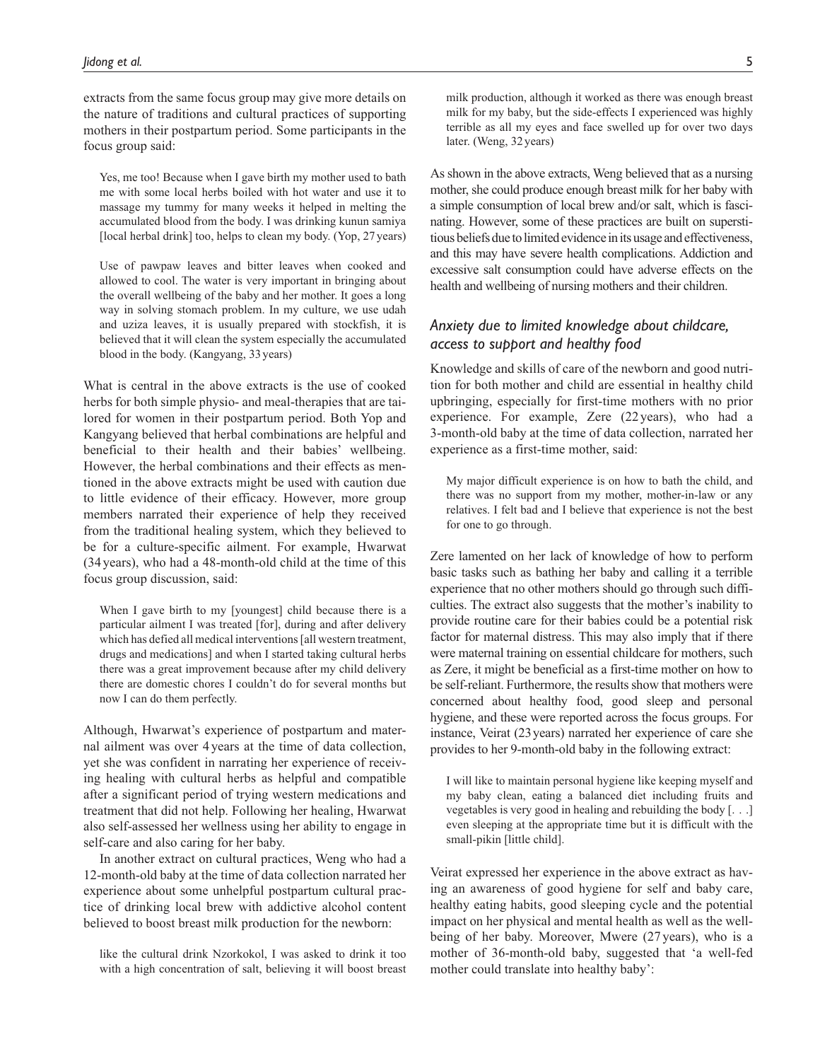extracts from the same focus group may give more details on the nature of traditions and cultural practices of supporting mothers in their postpartum period. Some participants in the focus group said:

> Yes, me too! Because when I gave birth my mother used to bath me with some local herbs boiled with hot water and use it to massage my tummy for many weeks it helped in melting the accumulated blood from the body. I was drinking kunun samiya [local herbal drink] too, helps to clean my body. (Yop, 27 years)

> Use of pawpaw leaves and bitter leaves when cooked and allowed to cool. The water is very important in bringing about the overall wellbeing of the baby and her mother. It goes a long way in solving stomach problem. In my culture, we use udah and uziza leaves, it is usually prepared with stockfish, it is believed that it will clean the system especially the accumulated blood in the body. (Kangyang, 33 years)

What is central in the above extracts is the use of cooked herbs for both simple physio- and meal-therapies that are tailored for women in their postpartum period. Both Yop and Kangyang believed that herbal combinations are helpful and beneficial to their health and their babies' wellbeing. However, the herbal combinations and their effects as mentioned in the above extracts might be used with caution due to little evidence of their efficacy. However, more group members narrated their experience of help they received from the traditional healing system, which they believed to be for a culture-specific ailment. For example, Hwarwat (34 years), who had a 48-month-old child at the time of this focus group discussion, said:

> When I gave birth to my [youngest] child because there is a particular ailment I was treated [for], during and after delivery which has defied all medical interventions [all western treatment, drugs and medications] and when I started taking cultural herbs there was a great improvement because after my child delivery there are domestic chores I couldn't do for several months but now I can do them perfectly.

Although, Hwarwat's experience of postpartum and maternal ailment was over 4 years at the time of data collection, yet she was confident in narrating her experience of receiving healing with cultural herbs as helpful and compatible after a significant period of trying western medications and treatment that did not help. Following her healing, Hwarwat also self-assessed her wellness using her ability to engage in self-care and also caring for her baby.

In another extract on cultural practices, Weng who had a 12-month-old baby at the time of data collection narrated her experience about some unhelpful postpartum cultural practice of drinking local brew with addictive alcohol content believed to boost breast milk production for the newborn:

> like the cultural drink Nzorkokol, I was asked to drink it too with a high concentration of salt, believing it will boost breast milk production, although it worked as there was enough breast milk for my baby, but the side-effects I experienced was highly terrible as all my eyes and face swelled up for over two days later. (Weng, 32 years)

As shown in the above extracts, Weng believed that as a nursing mother, she could produce enough breast milk for her baby with a simple consumption of local brew and/or salt, which is fascinating. However, some of these practices are built on superstitious beliefs due to limited evidence in its usage and effectiveness, and this may have severe health complications. Addiction and excessive salt consumption could have adverse effects on the health and wellbeing of nursing mothers and their children.

### *Anxiety due to limited knowledge about childcare, access to support and healthy food*

Knowledge and skills of care of the newborn and good nutrition for both mother and child are essential in healthy child upbringing, especially for first-time mothers with no prior experience. For example, Zere (22 years), who had a 3-month-old baby at the time of data collection, narrated her experience as a first-time mother, said:

> My major difficult experience is on how to bath the child, and there was no support from my mother, mother-in-law or any relatives. I felt bad and I believe that experience is not the best for one to go through.

Zere lamented on her lack of knowledge of how to perform basic tasks such as bathing her baby and calling it a terrible experience that no other mothers should go through such difficulties. The extract also suggests that the mother's inability to provide routine care for their babies could be a potential risk factor for maternal distress. This may also imply that if there were maternal training on essential childcare for mothers, such as Zere, it might be beneficial as a first-time mother on how to be self-reliant. Furthermore, the results show that mothers were concerned about healthy food, good sleep and personal hygiene, and these were reported across the focus groups. For instance, Veirat (23 years) narrated her experience of care she provides to her 9-month-old baby in the following extract:

> I will like to maintain personal hygiene like keeping myself and my baby clean, eating a balanced diet including fruits and vegetables is very good in healing and rebuilding the body [. . .] even sleeping at the appropriate time but it is difficult with the small-pikin [little child].

Veirat expressed her experience in the above extract as having an awareness of good hygiene for self and baby care, healthy eating habits, good sleeping cycle and the potential impact on her physical and mental health as well as the wellbeing of her baby. Moreover, Mwere (27 years), who is a mother of 36-month-old baby, suggested that 'a well-fed mother could translate into healthy baby':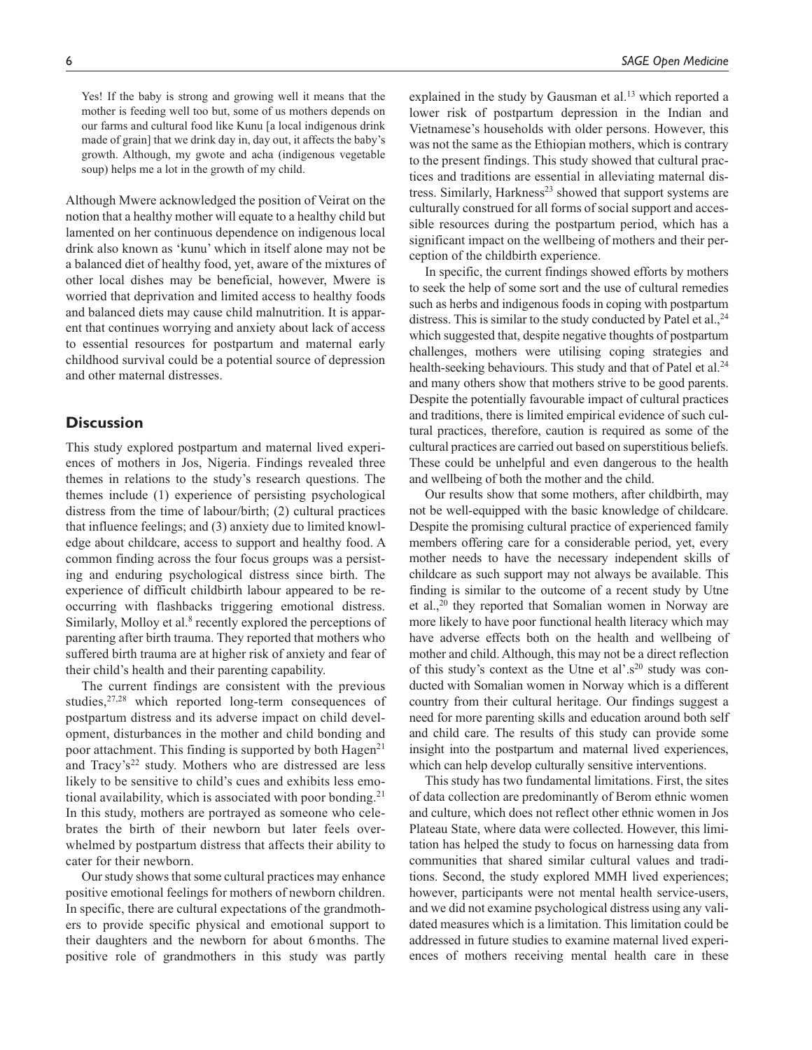> Yes! If the baby is strong and growing well it means that the mother is feeding well too but, some of us mothers depends on our farms and cultural food like Kunu [a local indigenous drink made of grain] that we drink day in, day out, it affects the baby's growth. Although, my gwote and acha (indigenous vegetable soup) helps me a lot in the growth of my child.

Although Mwere acknowledged the position of Veirat on the notion that a healthy mother will equate to a healthy child but lamented on her continuous dependence on indigenous local drink also known as 'kunu' which in itself alone may not be a balanced diet of healthy food, yet, aware of the mixtures of other local dishes may be beneficial, however, Mwere is worried that deprivation and limited access to healthy foods and balanced diets may cause child malnutrition. It is apparent that continues worrying and anxiety about lack of access to essential resources for postpartum and maternal early childhood survival could be a potential source of depression and other maternal distresses.

## Discussion

This study explored postpartum and maternal lived experiences of mothers in Jos, Nigeria. Findings revealed three themes in relations to the study's research questions. The themes include (1) experience of persisting psychological distress from the time of labour/birth; (2) cultural practices that influence feelings; and (3) anxiety due to limited knowledge about childcare, access to support and healthy food. A common finding across the four focus groups was a persisting and enduring psychological distress since birth. The experience of difficult childbirth labour appeared to be reoccurring with flashbacks triggering emotional distress. Similarly, Molloy et al.[8] recently explored the perceptions of parenting after birth trauma. They reported that mothers who suffered birth trauma are at higher risk of anxiety and fear of their child's health and their parenting capability.

The current findings are consistent with the previous studies,[27,28] which reported long-term consequences of postpartum distress and its adverse impact on child development, disturbances in the mother and child bonding and poor attachment. This finding is supported by both Hagen[21] and Tracy's[22] study. Mothers who are distressed are less likely to be sensitive to child's cues and exhibits less emotional availability, which is associated with poor bonding.[21] In this study, mothers are portrayed as someone who celebrates the birth of their newborn but later feels overwhelmed by postpartum distress that affects their ability to cater for their newborn.

Our study shows that some cultural practices may enhance positive emotional feelings for mothers of newborn children. In specific, there are cultural expectations of the grandmothers to provide specific physical and emotional support to their daughters and the newborn for about 6 months. The positive role of grandmothers in this study was partly explained in the study by Gausman et al.[13] which reported a lower risk of postpartum depression in the Indian and Vietnamese's households with older persons. However, this was not the same as the Ethiopian mothers, which is contrary to the present findings. This study showed that cultural practices and traditions are essential in alleviating maternal distress. Similarly, Harkness[23] showed that support systems are culturally construed for all forms of social support and accessible resources during the postpartum period, which has a significant impact on the wellbeing of mothers and their perception of the childbirth experience.

In specific, the current findings showed efforts by mothers to seek the help of some sort and the use of cultural remedies such as herbs and indigenous foods in coping with postpartum distress. This is similar to the study conducted by Patel et al.,[24] which suggested that, despite negative thoughts of postpartum challenges, mothers were utilising coping strategies and health-seeking behaviours. This study and that of Patel et al.[24] and many others show that mothers strive to be good parents. Despite the potentially favourable impact of cultural practices and traditions, there is limited empirical evidence of such cultural practices, therefore, caution is required as some of the cultural practices are carried out based on superstitious beliefs. These could be unhelpful and even dangerous to the health and wellbeing of both the mother and the child.

Our results show that some mothers, after childbirth, may not be well-equipped with the basic knowledge of childcare. Despite the promising cultural practice of experienced family members offering care for a considerable period, yet, every mother needs to have the necessary independent skills of childcare as such support may not always be available. This finding is similar to the outcome of a recent study by Utne et al.,[20] they reported that Somalian women in Norway are more likely to have poor functional health literacy which may have adverse effects both on the health and wellbeing of mother and child. Although, this may not be a direct reflection of this study's context as the Utne et al'.s[20] study was conducted with Somalian women in Norway which is a different country from their cultural heritage. Our findings suggest a need for more parenting skills and education around both self and child care. The results of this study can provide some insight into the postpartum and maternal lived experiences, which can help develop culturally sensitive interventions.

This study has two fundamental limitations. First, the sites of data collection are predominantly of Berom ethnic women and culture, which does not reflect other ethnic women in Jos Plateau State, where data were collected. However, this limitation has helped the study to focus on harnessing data from communities that shared similar cultural values and traditions. Second, the study explored MMH lived experiences; however, participants were not mental health service-users, and we did not examine psychological distress using any validated measures which is a limitation. This limitation could be addressed in future studies to examine maternal lived experiences of mothers receiving mental health care in these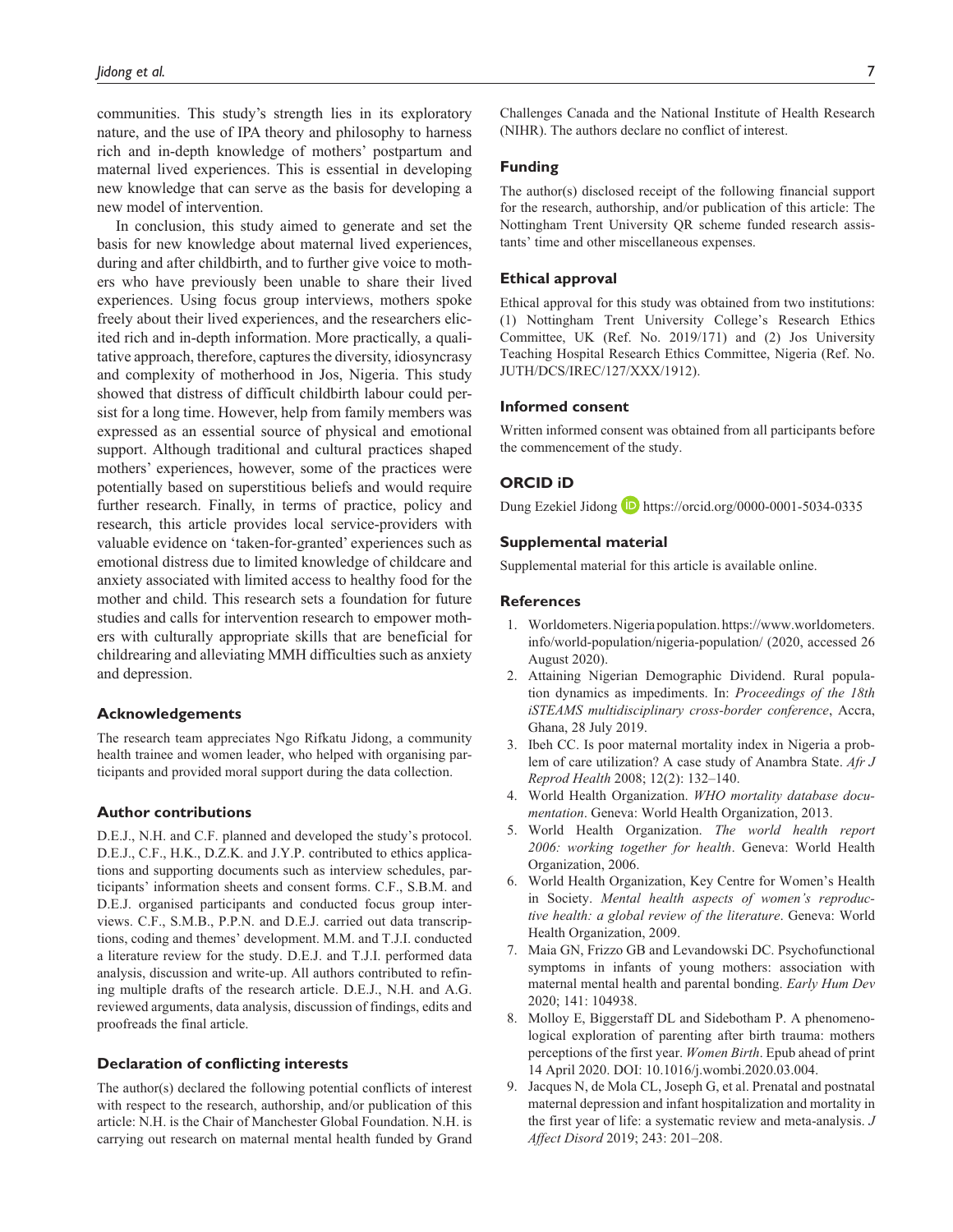communities. This study's strength lies in its exploratory nature, and the use of IPA theory and philosophy to harness rich and in-depth knowledge of mothers' postpartum and maternal lived experiences. This is essential in developing new knowledge that can serve as the basis for developing a new model of intervention.

In conclusion, this study aimed to generate and set the basis for new knowledge about maternal lived experiences, during and after childbirth, and to further give voice to mothers who have previously been unable to share their lived experiences. Using focus group interviews, mothers spoke freely about their lived experiences, and the researchers elicited rich and in-depth information. More practically, a qualitative approach, therefore, captures the diversity, idiosyncrasy and complexity of motherhood in Jos, Nigeria. This study showed that distress of difficult childbirth labour could persist for a long time. However, help from family members was expressed as an essential source of physical and emotional support. Although traditional and cultural practices shaped mothers' experiences, however, some of the practices were potentially based on superstitious beliefs and would require further research. Finally, in terms of practice, policy and research, this article provides local service-providers with valuable evidence on 'taken-for-granted' experiences such as emotional distress due to limited knowledge of childcare and anxiety associated with limited access to healthy food for the mother and child. This research sets a foundation for future studies and calls for intervention research to empower mothers with culturally appropriate skills that are beneficial for childrearing and alleviating MMH difficulties such as anxiety and depression.

## Acknowledgements

The research team appreciates Ngo Rifkatu Jidong, a community health trainee and women leader, who helped with organising participants and provided moral support during the data collection.

## Author contributions

D.E.J., N.H. and C.F. planned and developed the study's protocol. D.E.J., C.F., H.K., D.Z.K. and J.Y.P. contributed to ethics applications and supporting documents such as interview schedules, participants' information sheets and consent forms. C.F., S.B.M. and D.E.J. organised participants and conducted focus group interviews. C.F., S.M.B., P.P.N. and D.E.J. carried out data transcriptions, coding and themes' development. M.M. and T.J.I. conducted a literature review for the study. D.E.J. and T.J.I. performed data analysis, discussion and write-up. All authors contributed to refining multiple drafts of the research article. D.E.J., N.H. and A.G. reviewed arguments, data analysis, discussion of findings, edits and proofreads the final article.

## Declaration of conflicting interests

The author(s) declared the following potential conflicts of interest with respect to the research, authorship, and/or publication of this article: N.H. is the Chair of Manchester Global Foundation. N.H. is carrying out research on maternal mental health funded by Grand Challenges Canada and the National Institute of Health Research (NIHR). The authors declare no conflict of interest.

## Funding

The author(s) disclosed receipt of the following financial support for the research, authorship, and/or publication of this article: The Nottingham Trent University QR scheme funded research assistants' time and other miscellaneous expenses.

## Ethical approval

Ethical approval for this study was obtained from two institutions: (1) Nottingham Trent University College's Research Ethics Committee, UK (Ref. No. 2019/171) and (2) Jos University Teaching Hospital Research Ethics Committee, Nigeria (Ref. No. JUTH/DCS/IREC/127/XXX/1912).

## Informed consent

Written informed consent was obtained from all participants before the commencement of the study.

## ORCID iD

Dung Ezekiel Jidong https://orcid.org/0000-0001-5034-0335

## Supplemental material

Supplemental material for this article is available online.

## References

1. Worldometers. Nigeria population. https://www.worldometers.info/world-population/nigeria-population/ (2020, accessed 26 August 2020).
2. Attaining Nigerian Demographic Dividend. Rural population dynamics as impediments. In: *Proceedings of the 18th iSTEAMS multidisciplinary cross-border conference*, Accra, Ghana, 28 July 2019.
3. Ibeh CC. Is poor maternal mortality index in Nigeria a problem of care utilization? A case study of Anambra State. *Afr J Reprod Health* 2008; 12(2): 132–140.
4. World Health Organization. *WHO mortality database documentation*. Geneva: World Health Organization, 2013.
5. World Health Organization. *The world health report 2006: working together for health*. Geneva: World Health Organization, 2006.
6. World Health Organization, Key Centre for Women's Health in Society. *Mental health aspects of women's reproductive health: a global review of the literature*. Geneva: World Health Organization, 2009.
7. Maia GN, Frizzo GB and Levandowski DC. Psychofunctional symptoms in infants of young mothers: association with maternal mental health and parental bonding. *Early Hum Dev* 2020; 141: 104938.
8. Molloy E, Biggerstaff DL and Sidebotham P. A phenomenological exploration of parenting after birth trauma: mothers perceptions of the first year. *Women Birth*. Epub ahead of print 14 April 2020. DOI: 10.1016/j.wombi.2020.03.004.
9. Jacques N, de Mola CL, Joseph G, et al. Prenatal and postnatal maternal depression and infant hospitalization and mortality in the first year of life: a systematic review and meta-analysis. *J Affect Disord* 2019; 243: 201–208.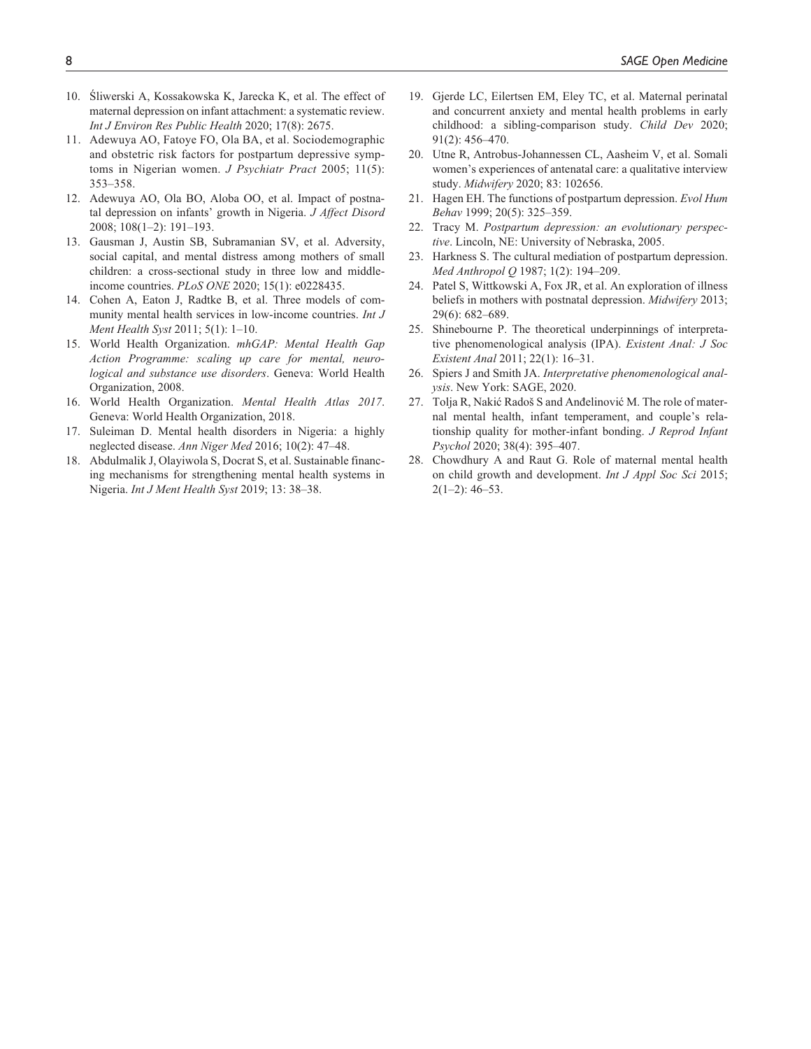10. Śliwerski A, Kossakowska K, Jarecka K, et al. The effect of maternal depression on infant attachment: a systematic review. *Int J Environ Res Public Health* 2020; 17(8): 2675.
11. Adewuya AO, Fatoye FO, Ola BA, et al. Sociodemographic and obstetric risk factors for postpartum depressive symptoms in Nigerian women. *J Psychiatr Pract* 2005; 11(5): 353–358.
12. Adewuya AO, Ola BO, Aloba OO, et al. Impact of postnatal depression on infants' growth in Nigeria. *J Affect Disord* 2008; 108(1–2): 191–193.
13. Gausman J, Austin SB, Subramanian SV, et al. Adversity, social capital, and mental distress among mothers of small children: a cross-sectional study in three low and middle-income countries. *PLoS ONE* 2020; 15(1): e0228435.
14. Cohen A, Eaton J, Radtke B, et al. Three models of community mental health services in low-income countries. *Int J Ment Health Syst* 2011; 5(1): 1–10.
15. World Health Organization. *mhGAP: Mental Health Gap Action Programme: scaling up care for mental, neurological and substance use disorders*. Geneva: World Health Organization, 2008.
16. World Health Organization. *Mental Health Atlas 2017*. Geneva: World Health Organization, 2018.
17. Suleiman D. Mental health disorders in Nigeria: a highly neglected disease. *Ann Niger Med* 2016; 10(2): 47–48.
18. Abdulmalik J, Olayiwola S, Docrat S, et al. Sustainable financing mechanisms for strengthening mental health systems in Nigeria. *Int J Ment Health Syst* 2019; 13: 38–38.
19. Gjerde LC, Eilertsen EM, Eley TC, et al. Maternal perinatal and concurrent anxiety and mental health problems in early childhood: a sibling-comparison study. *Child Dev* 2020; 91(2): 456–470.
20. Utne R, Antrobus-Johannessen CL, Aasheim V, et al. Somali women's experiences of antenatal care: a qualitative interview study. *Midwifery* 2020; 83: 102656.
21. Hagen EH. The functions of postpartum depression. *Evol Hum Behav* 1999; 20(5): 325–359.
22. Tracy M. *Postpartum depression: an evolutionary perspective*. Lincoln, NE: University of Nebraska, 2005.
23. Harkness S. The cultural mediation of postpartum depression. *Med Anthropol Q* 1987; 1(2): 194–209.
24. Patel S, Wittkowski A, Fox JR, et al. An exploration of illness beliefs in mothers with postnatal depression. *Midwifery* 2013; 29(6): 682–689.
25. Shinebourne P. The theoretical underpinnings of interpretative phenomenological analysis (IPA). *Existent Anal: J Soc Existent Anal* 2011; 22(1): 16–31.
26. Spiers J and Smith JA. *Interpretative phenomenological analysis*. New York: SAGE, 2020.
27. Tolja R, Nakić Radoš S and Anđelinović M. The role of maternal mental health, infant temperament, and couple's relationship quality for mother-infant bonding. *J Reprod Infant Psychol* 2020; 38(4): 395–407.
28. Chowdhury A and Raut G. Role of maternal mental health on child growth and development. *Int J Appl Soc Sci* 2015; 2(1–2): 46–53.